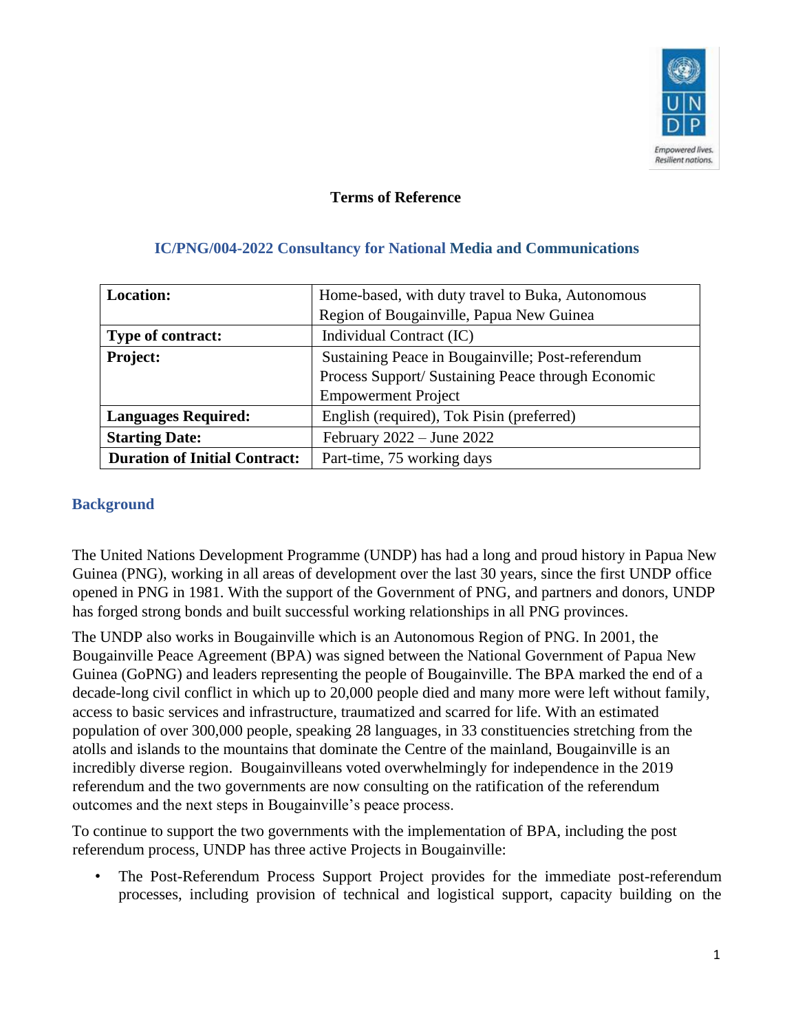**Terms of Reference**

## IC/PNG/004-2022 Consultancy for National Media and Communications

| | |
|---|---|
| **Location:** | Home-based, with duty travel to Buka, Autonomous Region of Bougainville, Papua New Guinea |
| **Type of contract:** | Individual Contract (IC) |
| **Project:** | Sustaining Peace in Bougainville; Post-referendum Process Support/ Sustaining Peace through Economic Empowerment Project |
| **Languages Required:** | English (required), Tok Pisin (preferred) |
| **Starting Date:** | February 2022 – June 2022 |
| **Duration of Initial Contract:** | Part-time, 75 working days |

### Background

The United Nations Development Programme (UNDP) has had a long and proud history in Papua New Guinea (PNG), working in all areas of development over the last 30 years, since the first UNDP office opened in PNG in 1981. With the support of the Government of PNG, and partners and donors, UNDP has forged strong bonds and built successful working relationships in all PNG provinces.

The UNDP also works in Bougainville which is an Autonomous Region of PNG. In 2001, the Bougainville Peace Agreement (BPA) was signed between the National Government of Papua New Guinea (GoPNG) and leaders representing the people of Bougainville. The BPA marked the end of a decade-long civil conflict in which up to 20,000 people died and many more were left without family, access to basic services and infrastructure, traumatized and scarred for life. With an estimated population of over 300,000 people, speaking 28 languages, in 33 constituencies stretching from the atolls and islands to the mountains that dominate the Centre of the mainland, Bougainville is an incredibly diverse region. Bougainvilleans voted overwhelmingly for independence in the 2019 referendum and the two governments are now consulting on the ratification of the referendum outcomes and the next steps in Bougainville's peace process.

To continue to support the two governments with the implementation of BPA, including the post referendum process, UNDP has three active Projects in Bougainville:

- The Post-Referendum Process Support Project provides for the immediate post-referendum processes, including provision of technical and logistical support, capacity building on the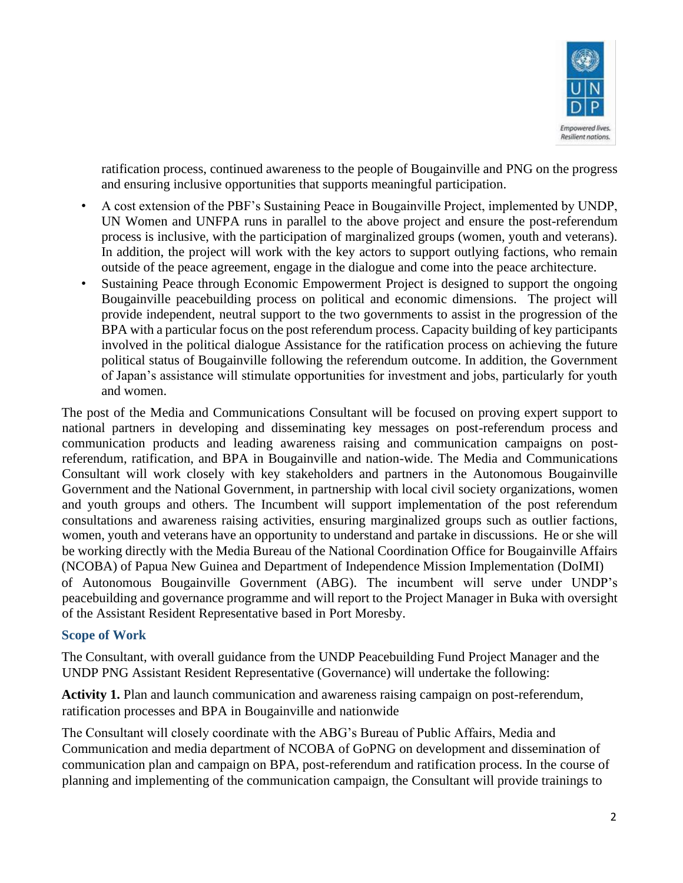ratification process, continued awareness to the people of Bougainville and PNG on the progress and ensuring inclusive opportunities that supports meaningful participation.

- A cost extension of the PBF's Sustaining Peace in Bougainville Project, implemented by UNDP, UN Women and UNFPA runs in parallel to the above project and ensure the post-referendum process is inclusive, with the participation of marginalized groups (women, youth and veterans). In addition, the project will work with the key actors to support outlying factions, who remain outside of the peace agreement, engage in the dialogue and come into the peace architecture.
- Sustaining Peace through Economic Empowerment Project is designed to support the ongoing Bougainville peacebuilding process on political and economic dimensions. The project will provide independent, neutral support to the two governments to assist in the progression of the BPA with a particular focus on the post referendum process. Capacity building of key participants involved in the political dialogue Assistance for the ratification process on achieving the future political status of Bougainville following the referendum outcome. In addition, the Government of Japan's assistance will stimulate opportunities for investment and jobs, particularly for youth and women.

The post of the Media and Communications Consultant will be focused on proving expert support to national partners in developing and disseminating key messages on post-referendum process and communication products and leading awareness raising and communication campaigns on post-referendum, ratification, and BPA in Bougainville and nation-wide. The Media and Communications Consultant will work closely with key stakeholders and partners in the Autonomous Bougainville Government and the National Government, in partnership with local civil society organizations, women and youth groups and others. The Incumbent will support implementation of the post referendum consultations and awareness raising activities, ensuring marginalized groups such as outlier factions, women, youth and veterans have an opportunity to understand and partake in discussions. He or she will be working directly with the Media Bureau of the National Coordination Office for Bougainville Affairs (NCOBA) of Papua New Guinea and Department of Independence Mission Implementation (DoIMI) of Autonomous Bougainville Government (ABG). The incumbent will serve under UNDP's peacebuilding and governance programme and will report to the Project Manager in Buka with oversight of the Assistant Resident Representative based in Port Moresby.

## Scope of Work

The Consultant, with overall guidance from the UNDP Peacebuilding Fund Project Manager and the UNDP PNG Assistant Resident Representative (Governance) will undertake the following:

**Activity 1.** Plan and launch communication and awareness raising campaign on post-referendum, ratification processes and BPA in Bougainville and nationwide

The Consultant will closely coordinate with the ABG's Bureau of Public Affairs, Media and Communication and media department of NCOBA of GoPNG on development and dissemination of communication plan and campaign on BPA, post-referendum and ratification process. In the course of planning and implementing of the communication campaign, the Consultant will provide trainings to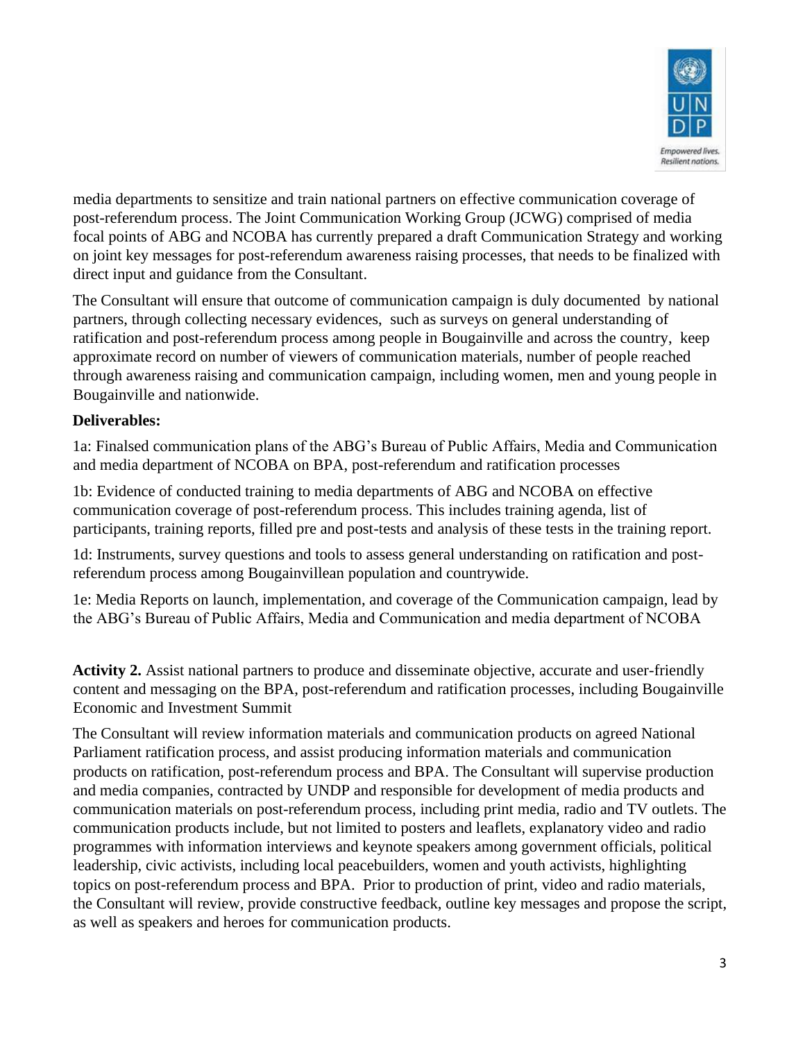media departments to sensitize and train national partners on effective communication coverage of post-referendum process. The Joint Communication Working Group (JCWG) comprised of media focal points of ABG and NCOBA has currently prepared a draft Communication Strategy and working on joint key messages for post-referendum awareness raising processes, that needs to be finalized with direct input and guidance from the Consultant.

The Consultant will ensure that outcome of communication campaign is duly documented by national partners, through collecting necessary evidences, such as surveys on general understanding of ratification and post-referendum process among people in Bougainville and across the country, keep approximate record on number of viewers of communication materials, number of people reached through awareness raising and communication campaign, including women, men and young people in Bougainville and nationwide.

**Deliverables:**

1a: Finalsed communication plans of the ABG's Bureau of Public Affairs, Media and Communication and media department of NCOBA on BPA, post-referendum and ratification processes

1b: Evidence of conducted training to media departments of ABG and NCOBA on effective communication coverage of post-referendum process. This includes training agenda, list of participants, training reports, filled pre and post-tests and analysis of these tests in the training report.

1d: Instruments, survey questions and tools to assess general understanding on ratification and post-referendum process among Bougainvillean population and countrywide.

1e: Media Reports on launch, implementation, and coverage of the Communication campaign, lead by the ABG's Bureau of Public Affairs, Media and Communication and media department of NCOBA

**Activity 2.** Assist national partners to produce and disseminate objective, accurate and user-friendly content and messaging on the BPA, post-referendum and ratification processes, including Bougainville Economic and Investment Summit

The Consultant will review information materials and communication products on agreed National Parliament ratification process, and assist producing information materials and communication products on ratification, post-referendum process and BPA. The Consultant will supervise production and media companies, contracted by UNDP and responsible for development of media products and communication materials on post-referendum process, including print media, radio and TV outlets. The communication products include, but not limited to posters and leaflets, explanatory video and radio programmes with information interviews and keynote speakers among government officials, political leadership, civic activists, including local peacebuilders, women and youth activists, highlighting topics on post-referendum process and BPA. Prior to production of print, video and radio materials, the Consultant will review, provide constructive feedback, outline key messages and propose the script, as well as speakers and heroes for communication products.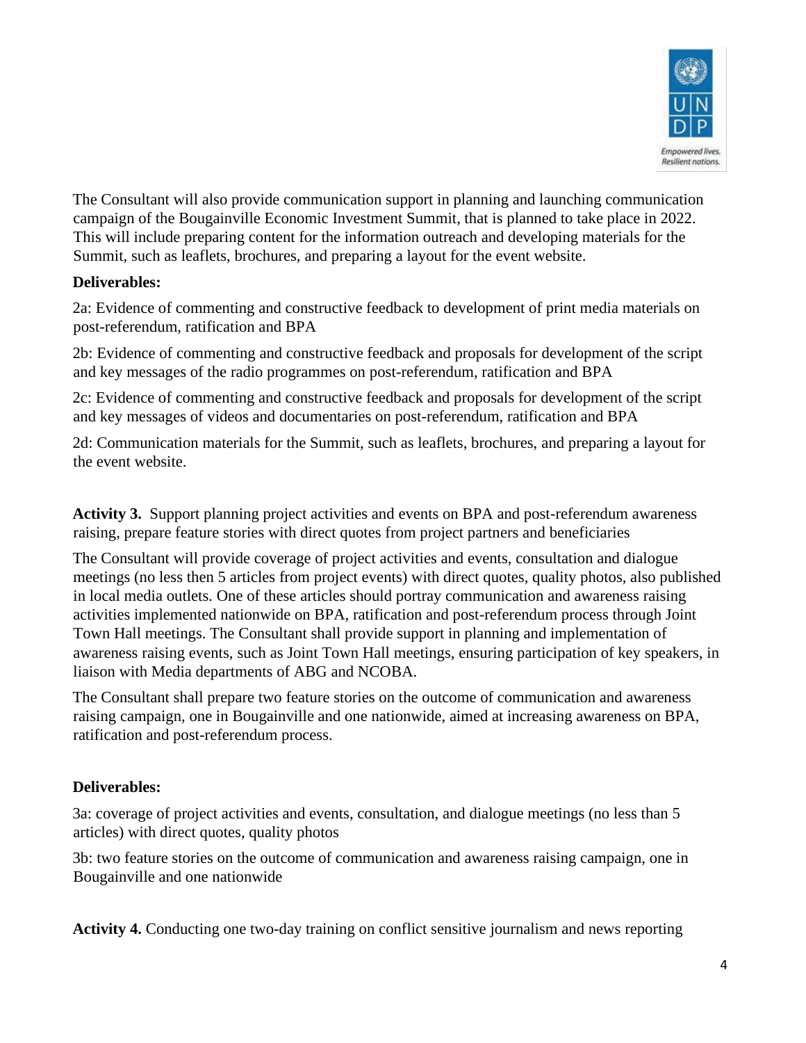The Consultant will also provide communication support in planning and launching communication campaign of the Bougainville Economic Investment Summit, that is planned to take place in 2022. This will include preparing content for the information outreach and developing materials for the Summit, such as leaflets, brochures, and preparing a layout for the event website.

**Deliverables:**

2a: Evidence of commenting and constructive feedback to development of print media materials on post-referendum, ratification and BPA

2b: Evidence of commenting and constructive feedback and proposals for development of the script and key messages of the radio programmes on post-referendum, ratification and BPA

2c: Evidence of commenting and constructive feedback and proposals for development of the script and key messages of videos and documentaries on post-referendum, ratification and BPA

2d: Communication materials for the Summit, such as leaflets, brochures, and preparing a layout for the event website.

**Activity 3.** Support planning project activities and events on BPA and post-referendum awareness raising, prepare feature stories with direct quotes from project partners and beneficiaries

The Consultant will provide coverage of project activities and events, consultation and dialogue meetings (no less then 5 articles from project events) with direct quotes, quality photos, also published in local media outlets. One of these articles should portray communication and awareness raising activities implemented nationwide on BPA, ratification and post-referendum process through Joint Town Hall meetings. The Consultant shall provide support in planning and implementation of awareness raising events, such as Joint Town Hall meetings, ensuring participation of key speakers, in liaison with Media departments of ABG and NCOBA.

The Consultant shall prepare two feature stories on the outcome of communication and awareness raising campaign, one in Bougainville and one nationwide, aimed at increasing awareness on BPA, ratification and post-referendum process.

**Deliverables:**

3a: coverage of project activities and events, consultation, and dialogue meetings (no less than 5 articles) with direct quotes, quality photos

3b: two feature stories on the outcome of communication and awareness raising campaign, one in Bougainville and one nationwide

**Activity 4.** Conducting one two-day training on conflict sensitive journalism and news reporting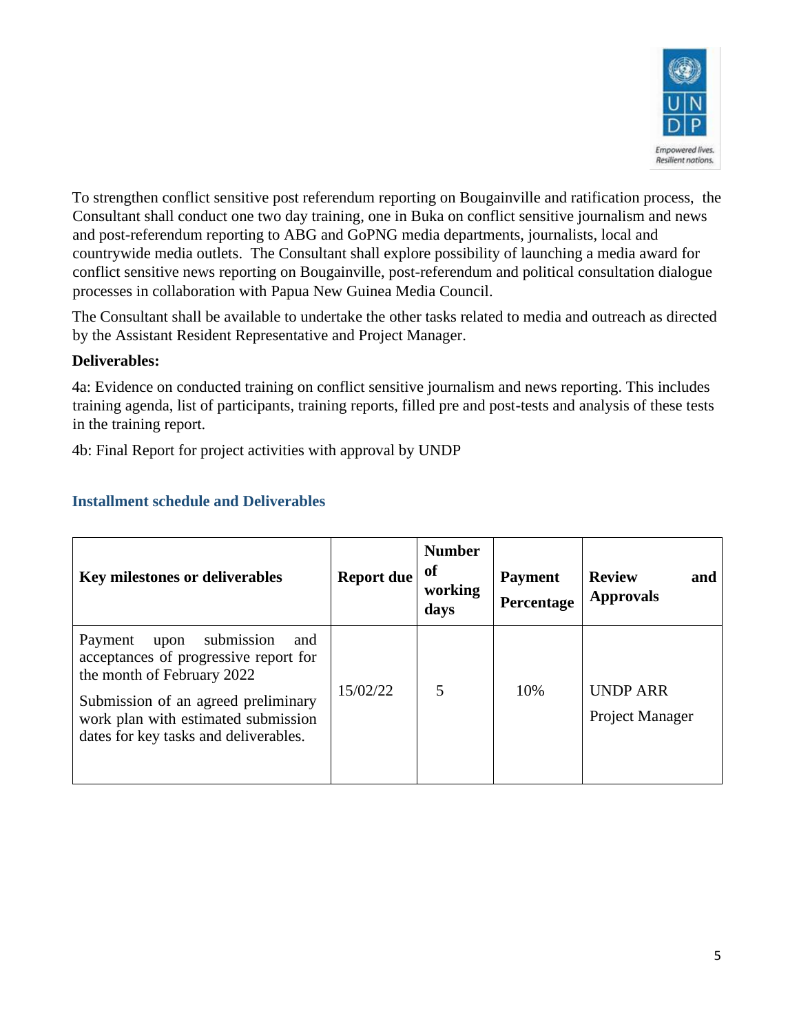To strengthen conflict sensitive post referendum reporting on Bougainville and ratification process, the Consultant shall conduct one two day training, one in Buka on conflict sensitive journalism and news and post-referendum reporting to ABG and GoPNG media departments, journalists, local and countrywide media outlets. The Consultant shall explore possibility of launching a media award for conflict sensitive news reporting on Bougainville, post-referendum and political consultation dialogue processes in collaboration with Papua New Guinea Media Council.

The Consultant shall be available to undertake the other tasks related to media and outreach as directed by the Assistant Resident Representative and Project Manager.

**Deliverables:**

4a: Evidence on conducted training on conflict sensitive journalism and news reporting. This includes training agenda, list of participants, training reports, filled pre and post-tests and analysis of these tests in the training report.

4b: Final Report for project activities with approval by UNDP

## Installment schedule and Deliverables

| Key milestones or deliverables | Report due | Number of working days | Payment Percentage | Review and Approvals |
|---|---|---|---|---|
| Payment upon submission and acceptances of progressive report for the month of February 2022<br>Submission of an agreed preliminary work plan with estimated submission dates for key tasks and deliverables. | 15/02/22 | 5 | 10% | UNDP ARR<br>Project Manager |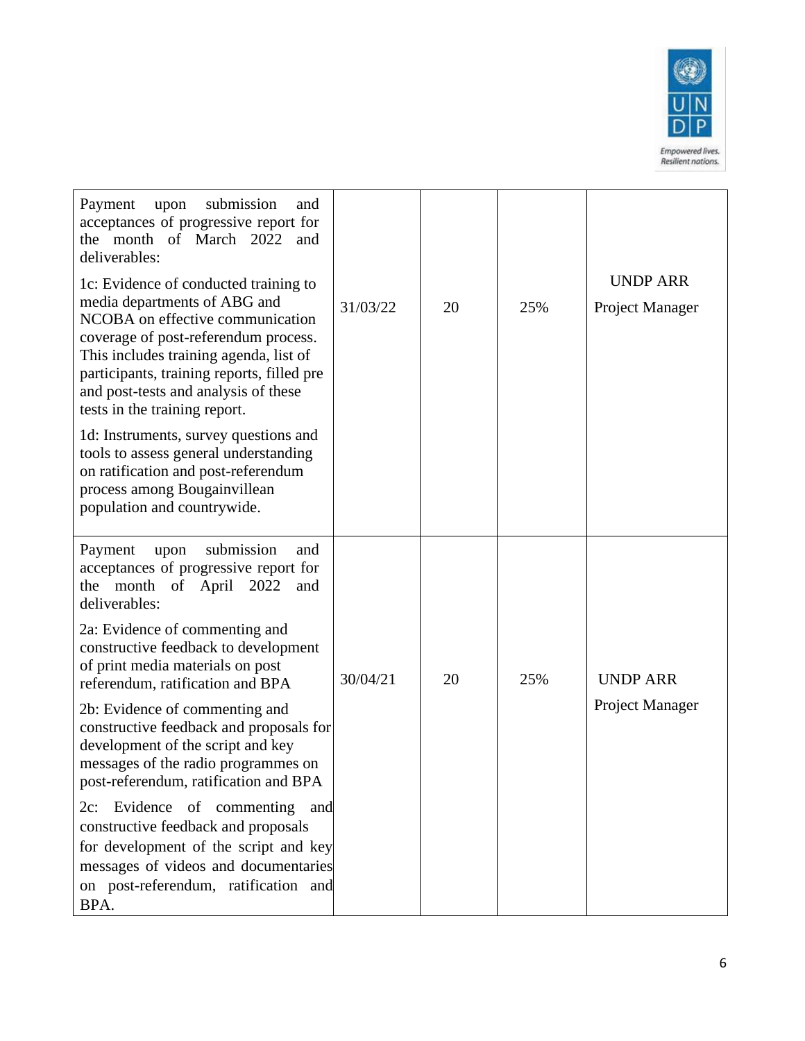| Payment upon submission and acceptances of progressive report for the month of March 2022 and deliverables:<br><br>1c: Evidence of conducted training to media departments of ABG and NCOBA on effective communication coverage of post-referendum process. This includes training agenda, list of participants, training reports, filled pre and post-tests and analysis of these tests in the training report.<br><br>1d: Instruments, survey questions and tools to assess general understanding on ratification and post-referendum process among Bougainvillean population and countrywide. | 31/03/22 | 20 | 25% | UNDP ARR<br><br>Project Manager |
|---|---|---|---|---|
| Payment upon submission and acceptances of progressive report for the month of April 2022 and deliverables:<br><br>2a: Evidence of commenting and constructive feedback to development of print media materials on post referendum, ratification and BPA<br><br>2b: Evidence of commenting and constructive feedback and proposals for development of the script and key messages of the radio programmes on post-referendum, ratification and BPA<br><br>2c: Evidence of commenting and constructive feedback and proposals for development of the script and key messages of videos and documentaries on post-referendum, ratification and BPA. | 30/04/21 | 20 | 25% | UNDP ARR<br><br>Project Manager |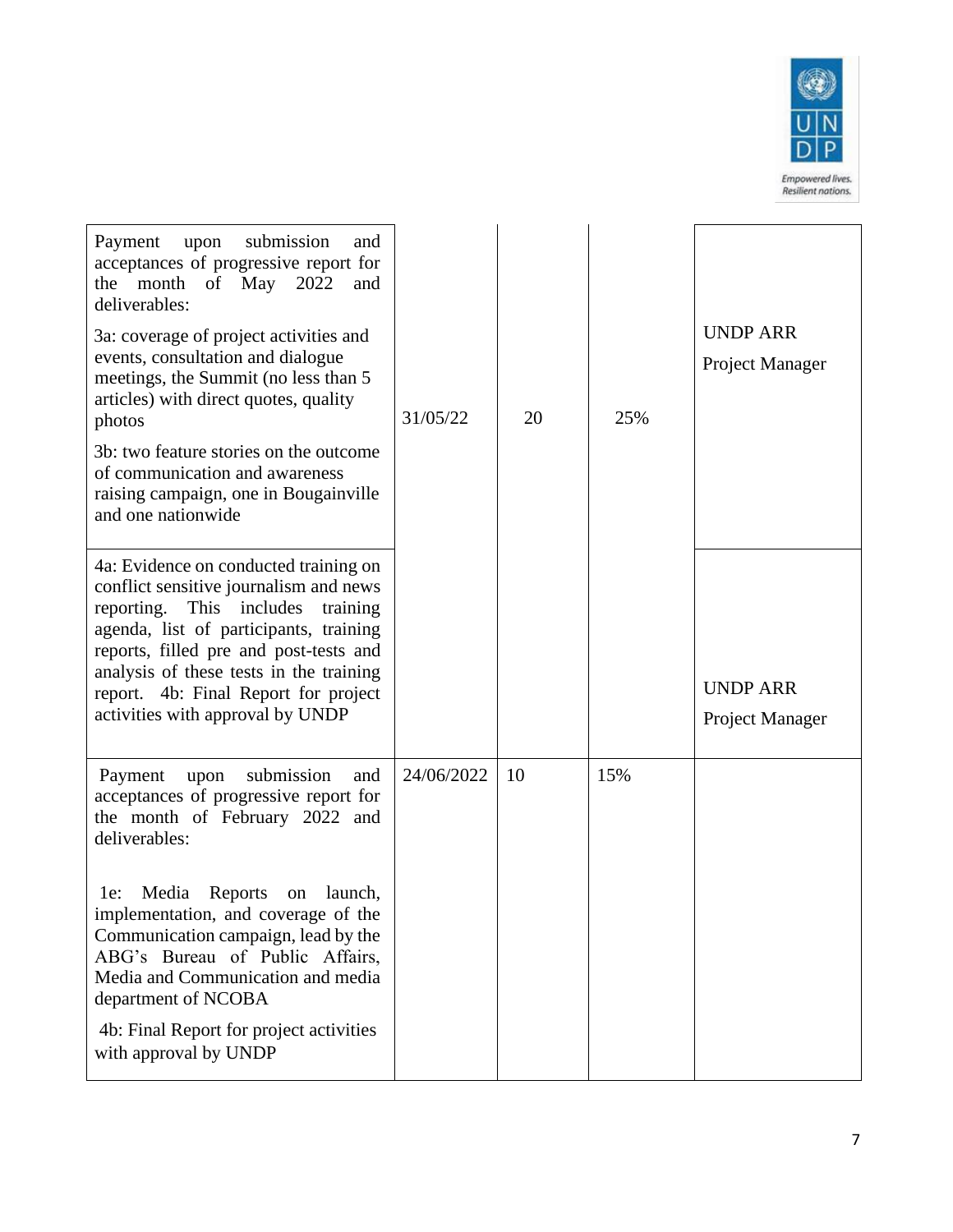| | | | | |
|---|---|---|---|---|
| Payment upon submission and acceptances of progressive report for the month of May 2022 and deliverables:<br><br>3a: coverage of project activities and events, consultation and dialogue meetings, the Summit (no less than 5 articles) with direct quotes, quality photos<br><br>3b: two feature stories on the outcome of communication and awareness raising campaign, one in Bougainville and one nationwide | 31/05/22 | 20 | 25% | UNDP ARR<br><br>Project Manager |
| 4a: Evidence on conducted training on conflict sensitive journalism and news reporting. This includes training agenda, list of participants, training reports, filled pre and post-tests and analysis of these tests in the training report. 4b: Final Report for project activities with approval by UNDP | | | | UNDP ARR<br><br>Project Manager |
| Payment upon submission and acceptances of progressive report for the month of February 2022 and deliverables:<br><br>1e: Media Reports on launch, implementation, and coverage of the Communication campaign, lead by the ABG's Bureau of Public Affairs, Media and Communication and media department of NCOBA<br><br>4b: Final Report for project activities with approval by UNDP | 24/06/2022 | 10 | 15% | |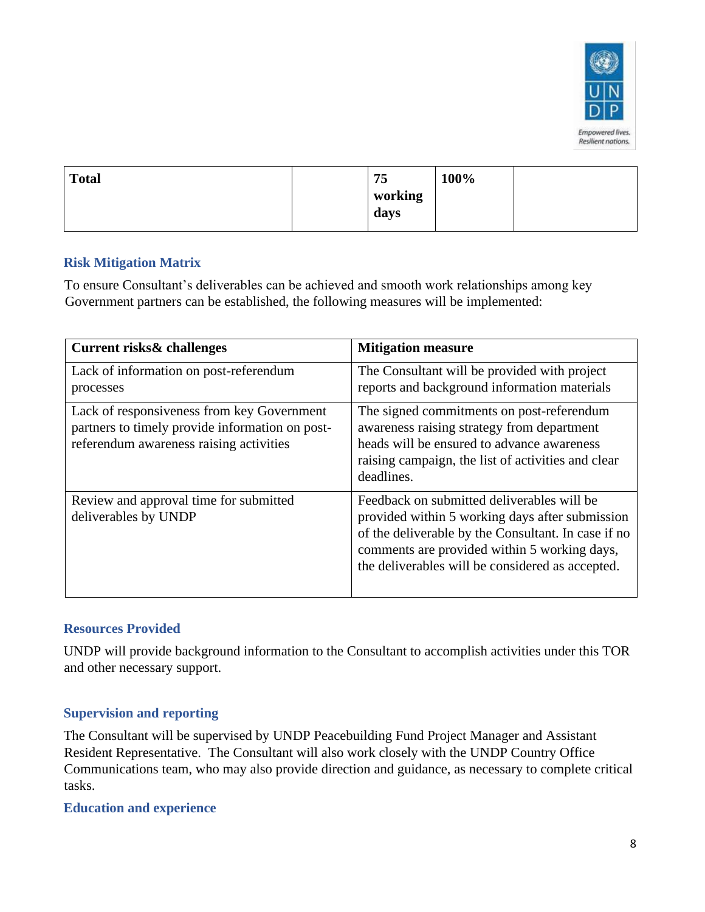| **Total** | | **75 working days** | **100%** | |
|---|---|---|---|---|

### Risk Mitigation Matrix

To ensure Consultant's deliverables can be achieved and smooth work relationships among key Government partners can be established, the following measures will be implemented:

| **Current risks& challenges** | **Mitigation measure** |
|---|---|
| Lack of information on post-referendum processes | The Consultant will be provided with project reports and background information materials |
| Lack of responsiveness from key Government partners to timely provide information on post-referendum awareness raising activities | The signed commitments on post-referendum awareness raising strategy from department heads will be ensured to advance awareness raising campaign, the list of activities and clear deadlines. |
| Review and approval time for submitted deliverables by UNDP | Feedback on submitted deliverables will be provided within 5 working days after submission of the deliverable by the Consultant. In case if no comments are provided within 5 working days, the deliverables will be considered as accepted. |

### Resources Provided

UNDP will provide background information to the Consultant to accomplish activities under this TOR and other necessary support.

### Supervision and reporting

The Consultant will be supervised by UNDP Peacebuilding Fund Project Manager and Assistant Resident Representative. The Consultant will also work closely with the UNDP Country Office Communications team, who may also provide direction and guidance, as necessary to complete critical tasks.

### Education and experience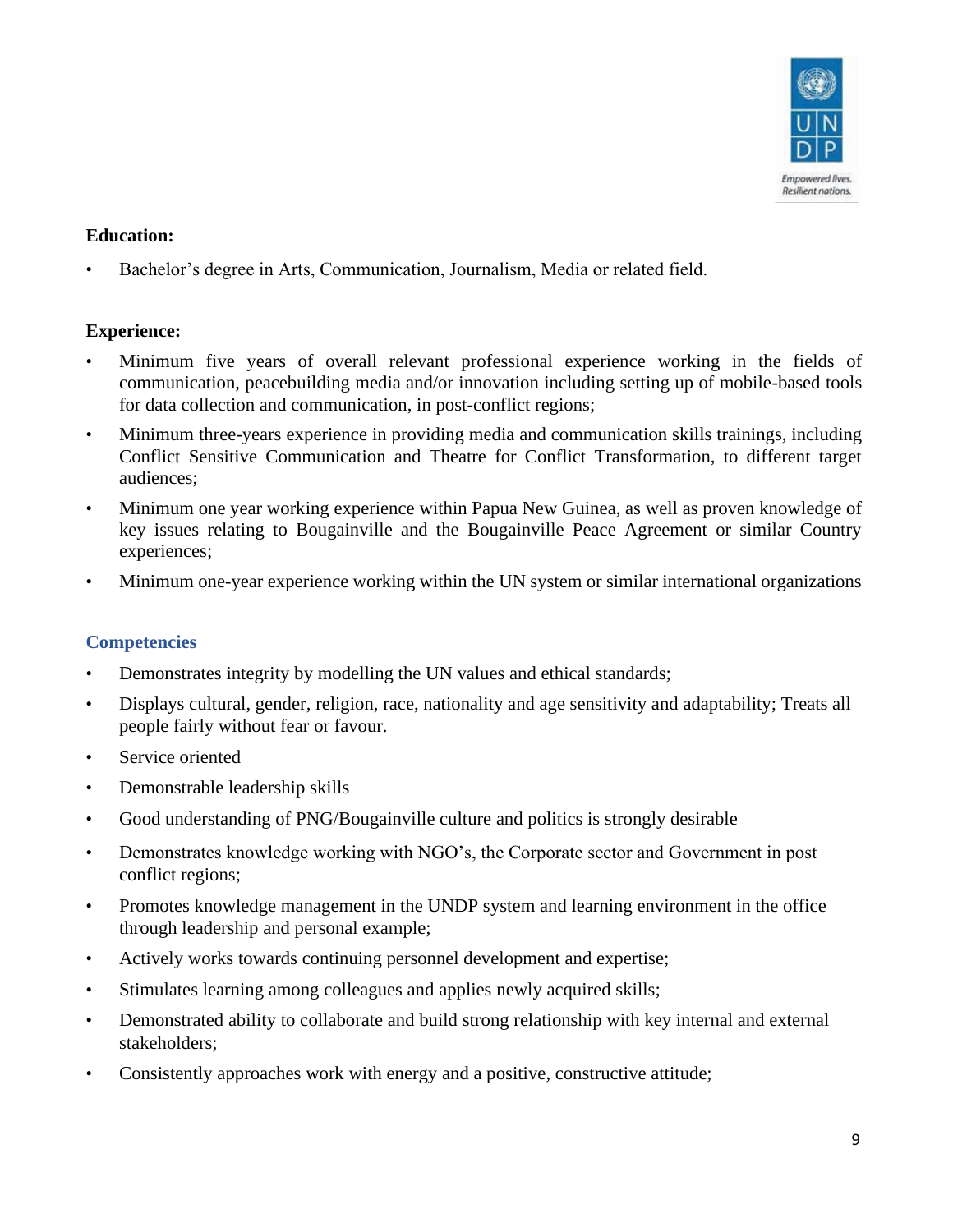**Education:**

- Bachelor's degree in Arts, Communication, Journalism, Media or related field.

**Experience:**

- Minimum five years of overall relevant professional experience working in the fields of communication, peacebuilding media and/or innovation including setting up of mobile-based tools for data collection and communication, in post-conflict regions;
- Minimum three-years experience in providing media and communication skills trainings, including Conflict Sensitive Communication and Theatre for Conflict Transformation, to different target audiences;
- Minimum one year working experience within Papua New Guinea, as well as proven knowledge of key issues relating to Bougainville and the Bougainville Peace Agreement or similar Country experiences;
- Minimum one-year experience working within the UN system or similar international organizations

## Competencies

- Demonstrates integrity by modelling the UN values and ethical standards;
- Displays cultural, gender, religion, race, nationality and age sensitivity and adaptability; Treats all people fairly without fear or favour.
- Service oriented
- Demonstrable leadership skills
- Good understanding of PNG/Bougainville culture and politics is strongly desirable
- Demonstrates knowledge working with NGO's, the Corporate sector and Government in post conflict regions;
- Promotes knowledge management in the UNDP system and learning environment in the office through leadership and personal example;
- Actively works towards continuing personnel development and expertise;
- Stimulates learning among colleagues and applies newly acquired skills;
- Demonstrated ability to collaborate and build strong relationship with key internal and external stakeholders;
- Consistently approaches work with energy and a positive, constructive attitude;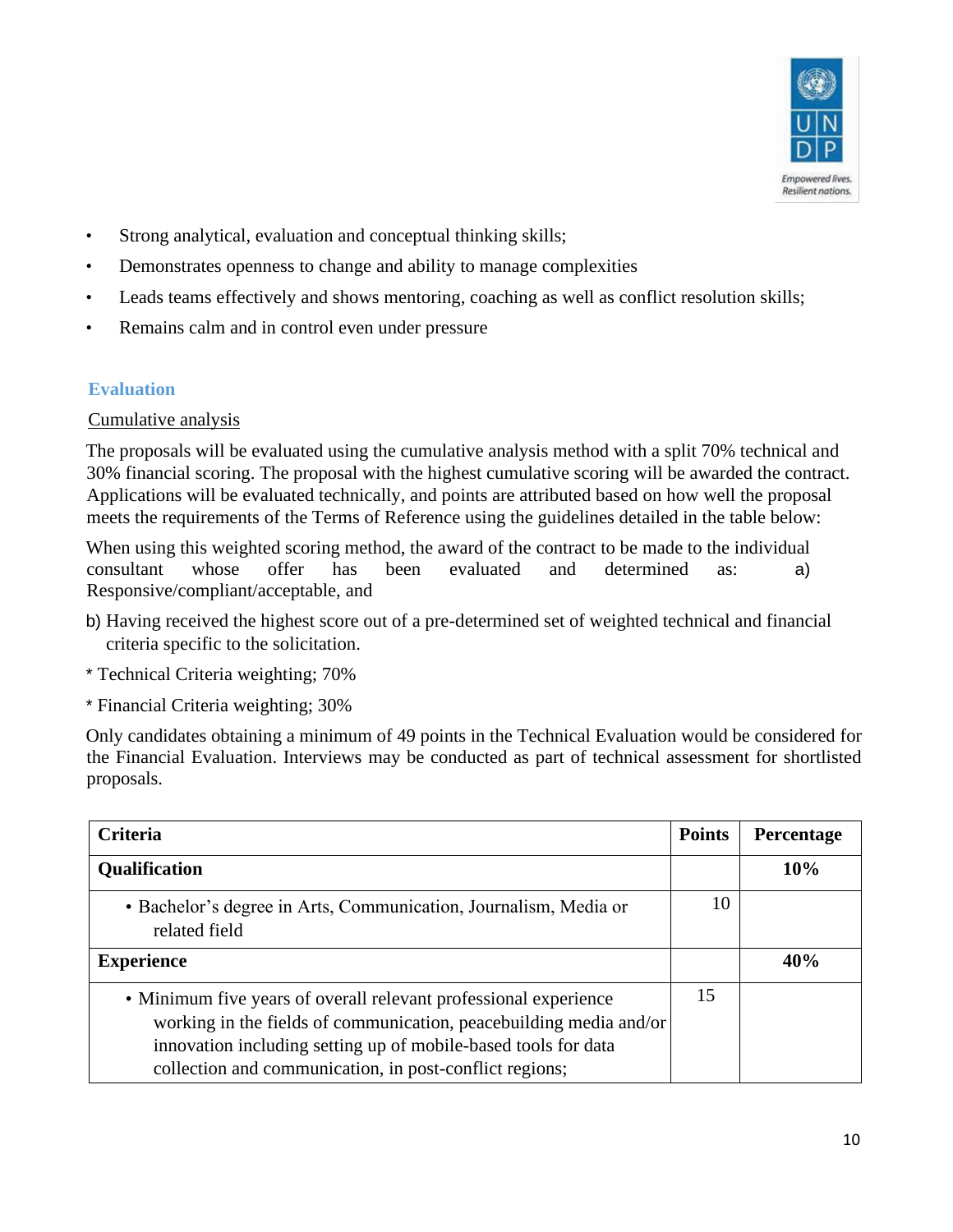- Strong analytical, evaluation and conceptual thinking skills;
- Demonstrates openness to change and ability to manage complexities
- Leads teams effectively and shows mentoring, coaching as well as conflict resolution skills;
- Remains calm and in control even under pressure

## Evaluation

Cumulative analysis

The proposals will be evaluated using the cumulative analysis method with a split 70% technical and 30% financial scoring. The proposal with the highest cumulative scoring will be awarded the contract. Applications will be evaluated technically, and points are attributed based on how well the proposal meets the requirements of the Terms of Reference using the guidelines detailed in the table below:

When using this weighted scoring method, the award of the contract to be made to the individual consultant whose offer has been evaluated and determined as: a) Responsive/compliant/acceptable, and

b) Having received the highest score out of a pre-determined set of weighted technical and financial criteria specific to the solicitation.

* Technical Criteria weighting; 70%

* Financial Criteria weighting; 30%

Only candidates obtaining a minimum of 49 points in the Technical Evaluation would be considered for the Financial Evaluation. Interviews may be conducted as part of technical assessment for shortlisted proposals.

| Criteria | Points | Percentage |
|---|---|---|
| **Qualification** | | **10%** |
| • Bachelor's degree in Arts, Communication, Journalism, Media or related field | 10 | |
| **Experience** | | **40%** |
| • Minimum five years of overall relevant professional experience working in the fields of communication, peacebuilding media and/or innovation including setting up of mobile-based tools for data collection and communication, in post-conflict regions; | 15 | |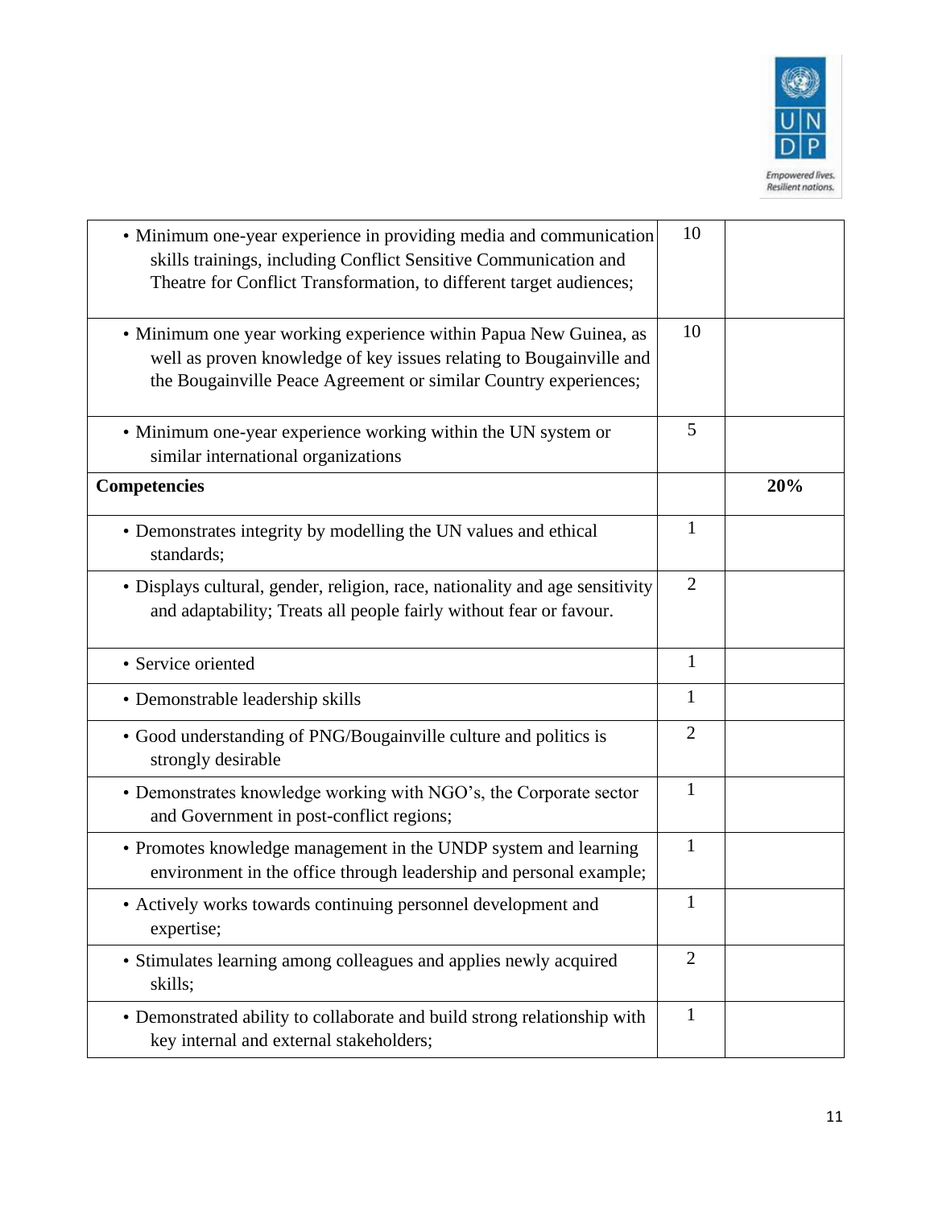| | | |
|---|---|---|
| • Minimum one-year experience in providing media and communication skills trainings, including Conflict Sensitive Communication and Theatre for Conflict Transformation, to different target audiences; | 10 | |
| • Minimum one year working experience within Papua New Guinea, as well as proven knowledge of key issues relating to Bougainville and the Bougainville Peace Agreement or similar Country experiences; | 10 | |
| • Minimum one-year experience working within the UN system or similar international organizations | 5 | |
| **Competencies** | | **20%** |
| • Demonstrates integrity by modelling the UN values and ethical standards; | 1 | |
| • Displays cultural, gender, religion, race, nationality and age sensitivity and adaptability; Treats all people fairly without fear or favour. | 2 | |
| • Service oriented | 1 | |
| • Demonstrable leadership skills | 1 | |
| • Good understanding of PNG/Bougainville culture and politics is strongly desirable | 2 | |
| • Demonstrates knowledge working with NGO's, the Corporate sector and Government in post-conflict regions; | 1 | |
| • Promotes knowledge management in the UNDP system and learning environment in the office through leadership and personal example; | 1 | |
| • Actively works towards continuing personnel development and expertise; | 1 | |
| • Stimulates learning among colleagues and applies newly acquired skills; | 2 | |
| • Demonstrated ability to collaborate and build strong relationship with key internal and external stakeholders; | 1 | |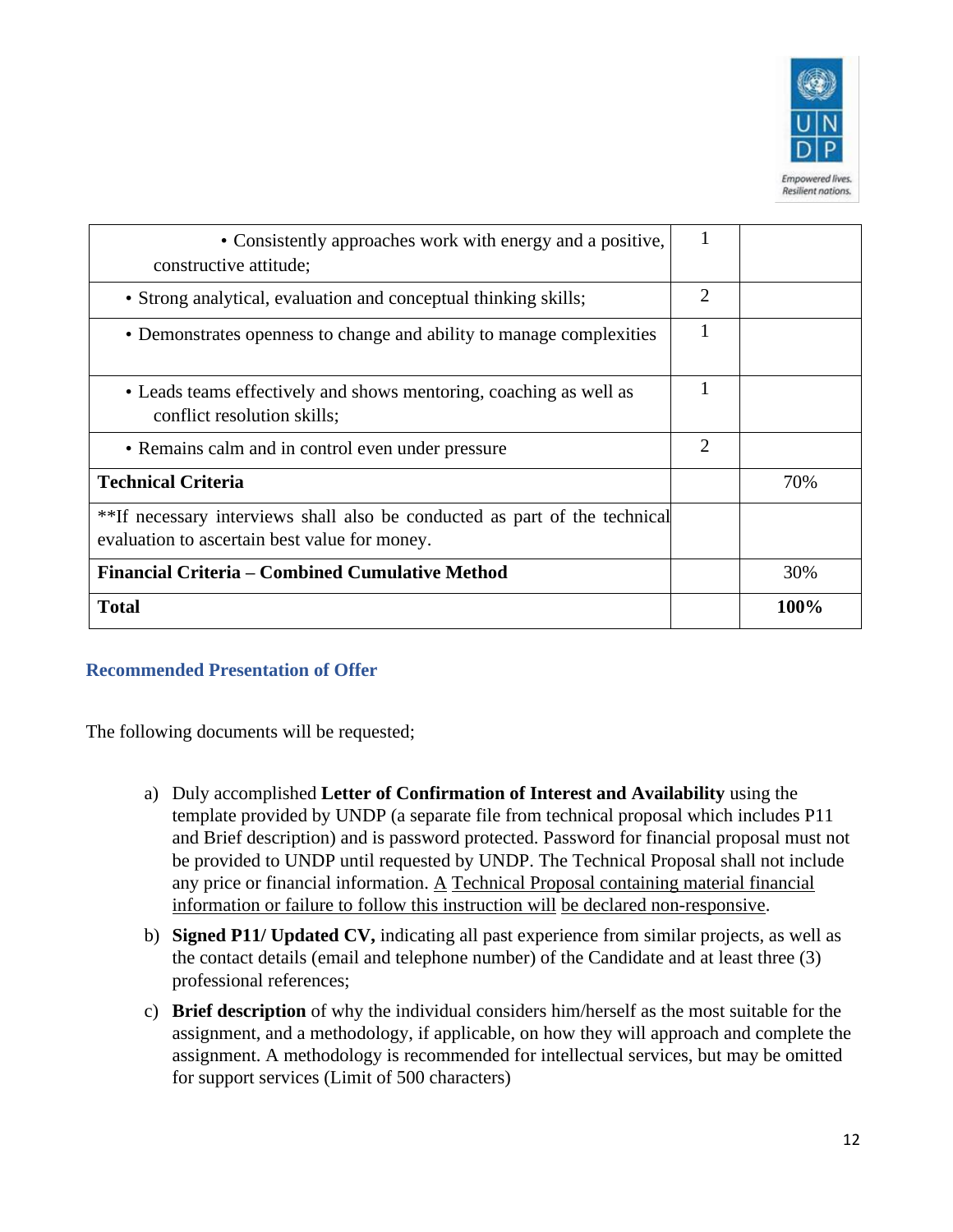| | | |
|---|---|---|
| • Consistently approaches work with energy and a positive, constructive attitude; | 1 | |
| • Strong analytical, evaluation and conceptual thinking skills; | 2 | |
| • Demonstrates openness to change and ability to manage complexities | 1 | |
| • Leads teams effectively and shows mentoring, coaching as well as conflict resolution skills; | 1 | |
| • Remains calm and in control even under pressure | 2 | |
| **Technical Criteria** | | 70% |
| **If necessary interviews shall also be conducted as part of the technical evaluation to ascertain best value for money. | | |
| **Financial Criteria – Combined Cumulative Method** | | 30% |
| **Total** | | **100%** |

### Recommended Presentation of Offer

The following documents will be requested;

a) Duly accomplished **Letter of Confirmation of Interest and Availability** using the template provided by UNDP (a separate file from technical proposal which includes P11 and Brief description) and is password protected. Password for financial proposal must not be provided to UNDP until requested by UNDP. The Technical Proposal shall not include any price or financial information. A Technical Proposal containing material financial information or failure to follow this instruction will be declared non-responsive.

b) **Signed P11/ Updated CV,** indicating all past experience from similar projects, as well as the contact details (email and telephone number) of the Candidate and at least three (3) professional references;

c) **Brief description** of why the individual considers him/herself as the most suitable for the assignment, and a methodology, if applicable, on how they will approach and complete the assignment. A methodology is recommended for intellectual services, but may be omitted for support services (Limit of 500 characters)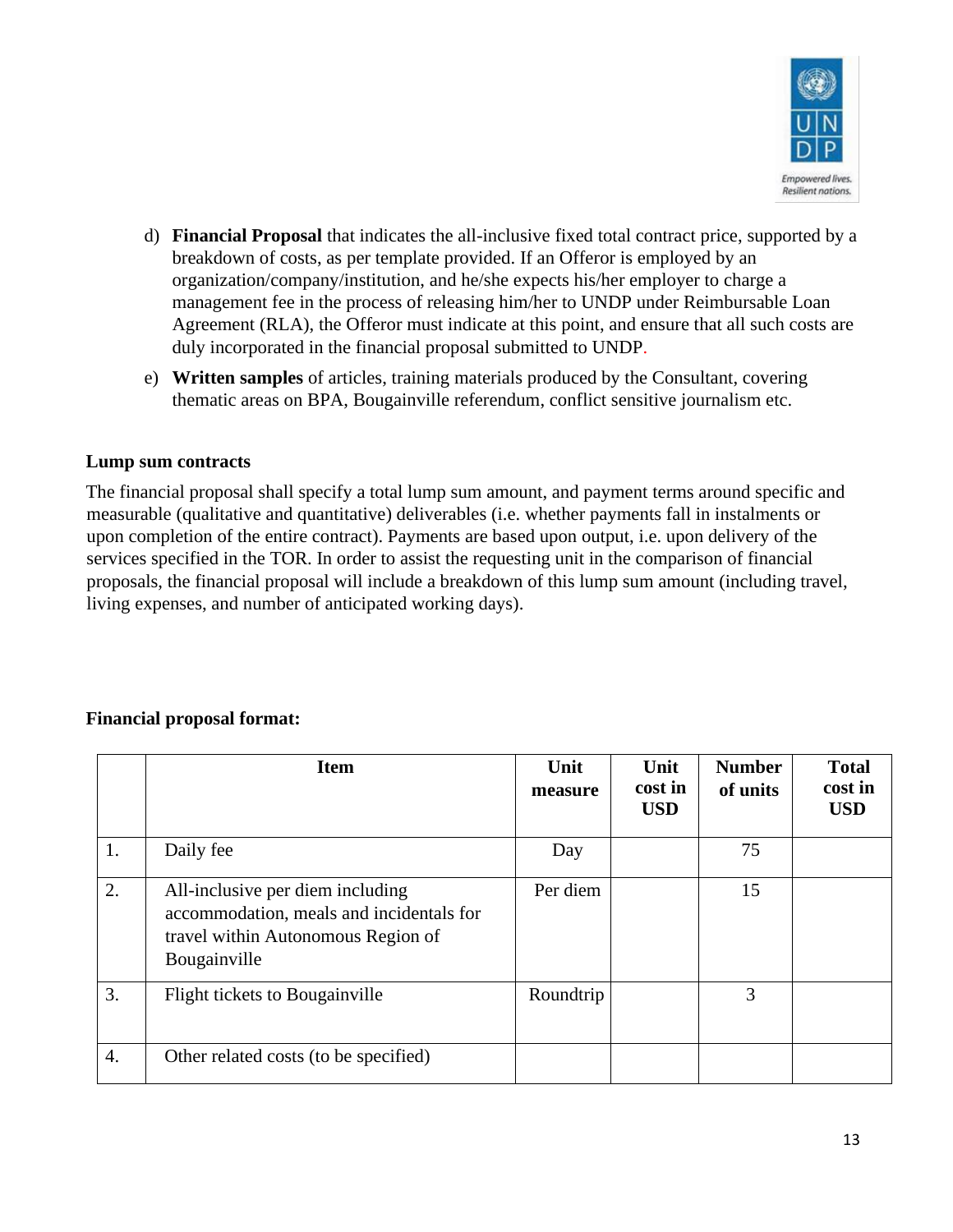d) **Financial Proposal** that indicates the all-inclusive fixed total contract price, supported by a breakdown of costs, as per template provided. If an Offeror is employed by an organization/company/institution, and he/she expects his/her employer to charge a management fee in the process of releasing him/her to UNDP under Reimbursable Loan Agreement (RLA), the Offeror must indicate at this point, and ensure that all such costs are duly incorporated in the financial proposal submitted to UNDP.

e) **Written samples** of articles, training materials produced by the Consultant, covering thematic areas on BPA, Bougainville referendum, conflict sensitive journalism etc.

**Lump sum contracts**

The financial proposal shall specify a total lump sum amount, and payment terms around specific and measurable (qualitative and quantitative) deliverables (i.e. whether payments fall in instalments or upon completion of the entire contract). Payments are based upon output, i.e. upon delivery of the services specified in the TOR. In order to assist the requesting unit in the comparison of financial proposals, the financial proposal will include a breakdown of this lump sum amount (including travel, living expenses, and number of anticipated working days).

**Financial proposal format:**

| | Item | Unit measure | Unit cost in USD | Number of units | Total cost in USD |
|---|---|---|---|---|---|
| 1. | Daily fee | Day | | 75 | |
| 2. | All-inclusive per diem including accommodation, meals and incidentals for travel within Autonomous Region of Bougainville | Per diem | | 15 | |
| 3. | Flight tickets to Bougainville | Roundtrip | | 3 | |
| 4. | Other related costs (to be specified) | | | | |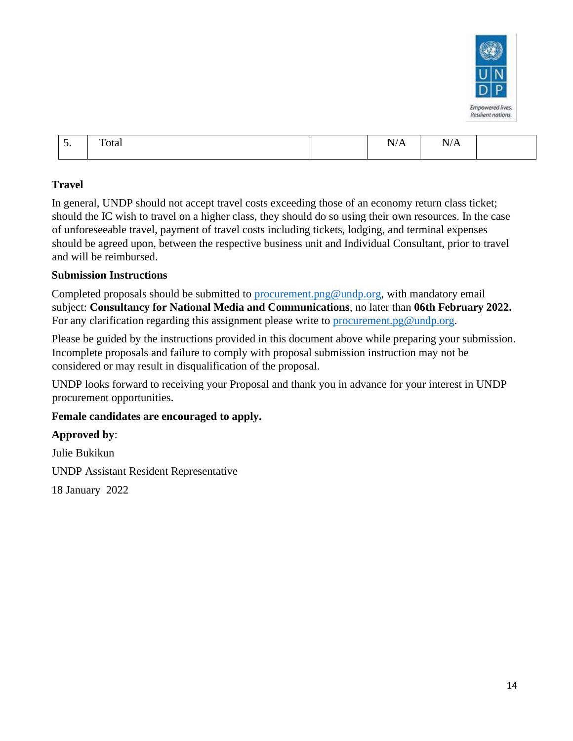| | | | | | |
|---|---|---|---|---|---|
| 5. | Total | | N/A | N/A | |

**Travel**

In general, UNDP should not accept travel costs exceeding those of an economy return class ticket; should the IC wish to travel on a higher class, they should do so using their own resources. In the case of unforeseeable travel, payment of travel costs including tickets, lodging, and terminal expenses should be agreed upon, between the respective business unit and Individual Consultant, prior to travel and will be reimbursed.

**Submission Instructions**

Completed proposals should be submitted to procurement.png@undp.org, with mandatory email subject: **Consultancy for National Media and Communications**, no later than **06th February 2022.** For any clarification regarding this assignment please write to procurement.pg@undp.org.

Please be guided by the instructions provided in this document above while preparing your submission. Incomplete proposals and failure to comply with proposal submission instruction may not be considered or may result in disqualification of the proposal.

UNDP looks forward to receiving your Proposal and thank you in advance for your interest in UNDP procurement opportunities.

**Female candidates are encouraged to apply.**

**Approved by**:

Julie Bukikun

UNDP Assistant Resident Representative

18 January 2022